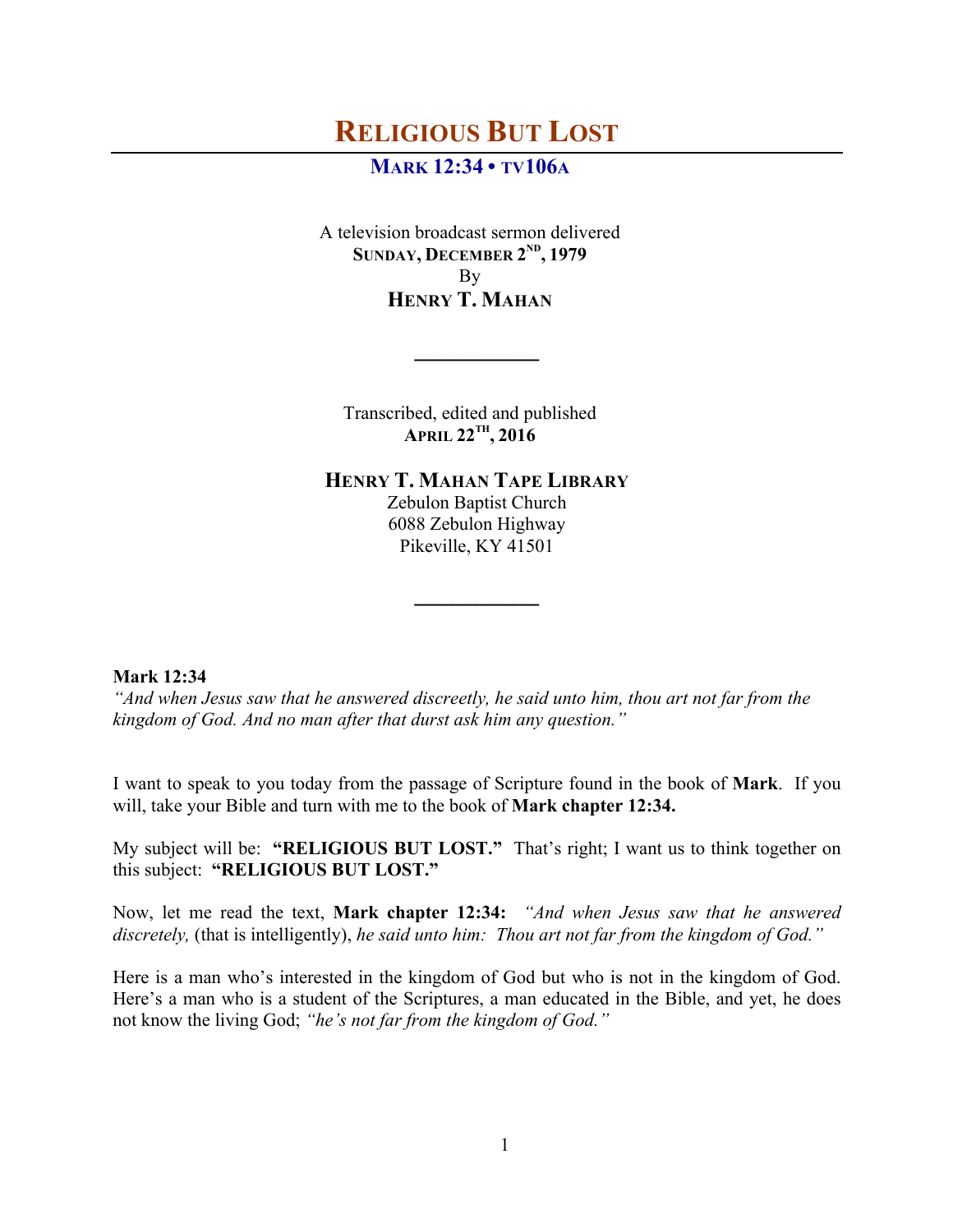# Religious But Lost

## Mark 12:34 • TV106A

A television broadcast sermon delivered
**Sunday, December 2nd, 1979**
By
**Henry T. Mahan**

---

Transcribed, edited and published
**April 22th, 2016**

**Henry T. Mahan Tape Library**
Zebulon Baptist Church
6088 Zebulon Highway
Pikeville, KY 41501

---

**Mark 12:34**
*"And when Jesus saw that he answered discreetly, he said unto him, thou art not far from the kingdom of God. And no man after that durst ask him any question."*

I want to speak to you today from the passage of Scripture found in the book of **Mark**. If you will, take your Bible and turn with me to the book of **Mark chapter 12:34.**

My subject will be: **"RELIGIOUS BUT LOST."** That's right; I want us to think together on this subject: **"RELIGIOUS BUT LOST."**

Now, let me read the text, **Mark chapter 12:34:** *"And when Jesus saw that he answered discretely,* (that is intelligently), *he said unto him: Thou art not far from the kingdom of God."*

Here is a man who's interested in the kingdom of God but who is not in the kingdom of God. Here's a man who is a student of the Scriptures, a man educated in the Bible, and yet, he does not know the living God; *"he's not far from the kingdom of God."*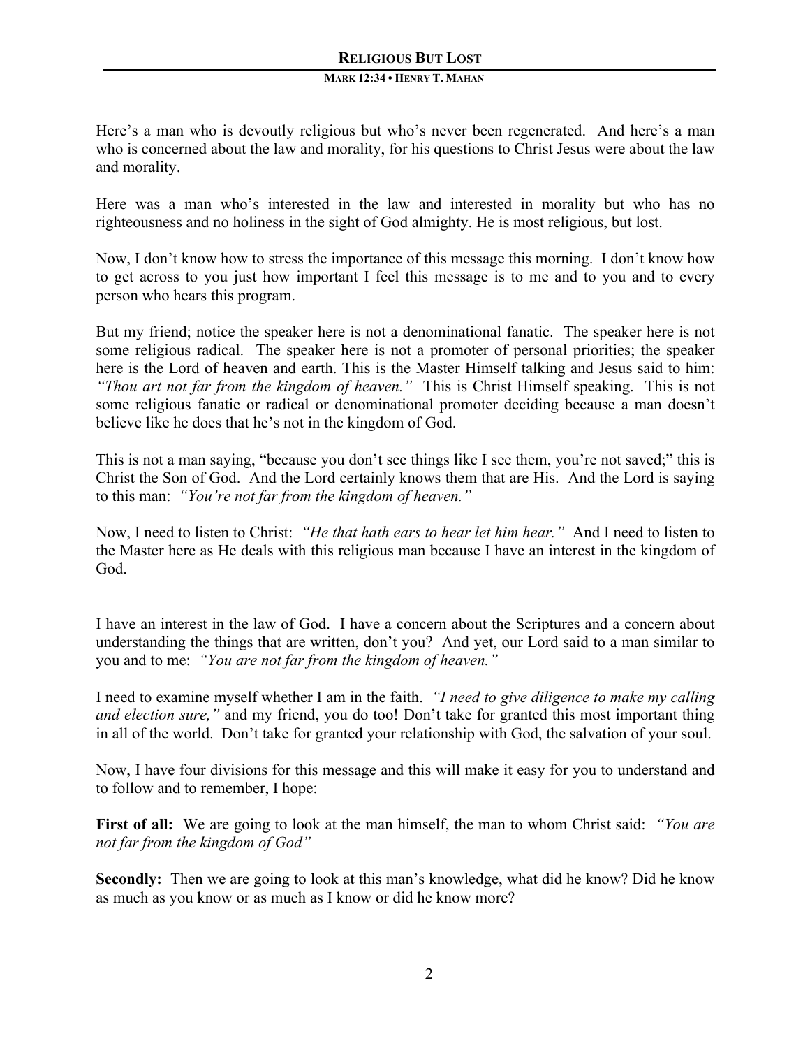Here's a man who is devoutly religious but who's never been regenerated. And here's a man who is concerned about the law and morality, for his questions to Christ Jesus were about the law and morality.

Here was a man who's interested in the law and interested in morality but who has no righteousness and no holiness in the sight of God almighty. He is most religious, but lost.

Now, I don't know how to stress the importance of this message this morning. I don't know how to get across to you just how important I feel this message is to me and to you and to every person who hears this program.

But my friend; notice the speaker here is not a denominational fanatic. The speaker here is not some religious radical. The speaker here is not a promoter of personal priorities; the speaker here is the Lord of heaven and earth. This is the Master Himself talking and Jesus said to him: *"Thou art not far from the kingdom of heaven."* This is Christ Himself speaking. This is not some religious fanatic or radical or denominational promoter deciding because a man doesn't believe like he does that he's not in the kingdom of God.

This is not a man saying, "because you don't see things like I see them, you're not saved;" this is Christ the Son of God. And the Lord certainly knows them that are His. And the Lord is saying to this man: *"You're not far from the kingdom of heaven."*

Now, I need to listen to Christ: *"He that hath ears to hear let him hear."* And I need to listen to the Master here as He deals with this religious man because I have an interest in the kingdom of God.

I have an interest in the law of God. I have a concern about the Scriptures and a concern about understanding the things that are written, don't you? And yet, our Lord said to a man similar to you and to me: *"You are not far from the kingdom of heaven."*

I need to examine myself whether I am in the faith. *"I need to give diligence to make my calling and election sure,"* and my friend, you do too! Don't take for granted this most important thing in all of the world. Don't take for granted your relationship with God, the salvation of your soul.

Now, I have four divisions for this message and this will make it easy for you to understand and to follow and to remember, I hope:

**First of all:** We are going to look at the man himself, the man to whom Christ said: *"You are not far from the kingdom of God"*

**Secondly:** Then we are going to look at this man's knowledge, what did he know? Did he know as much as you know or as much as I know or did he know more?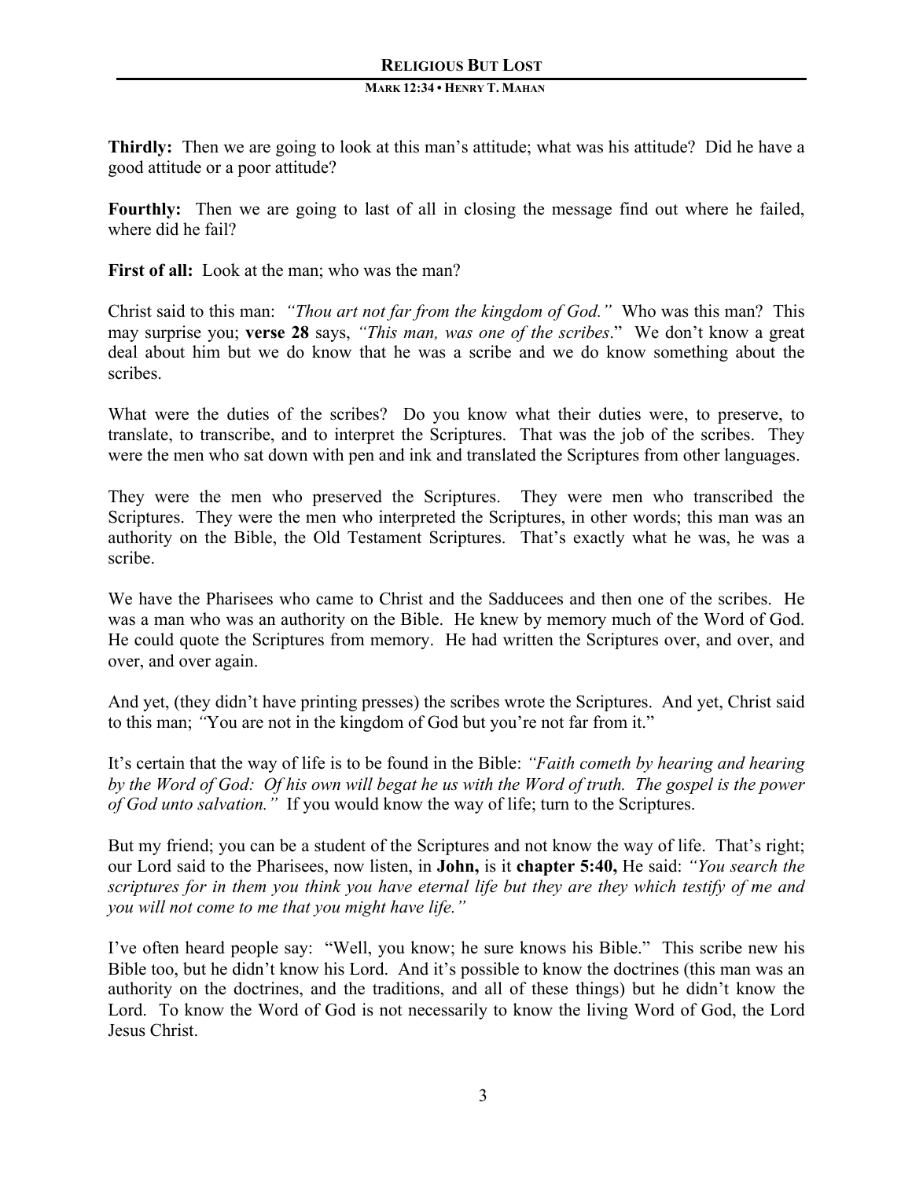**Thirdly:** Then we are going to look at this man's attitude; what was his attitude? Did he have a good attitude or a poor attitude?

**Fourthly:** Then we are going to last of all in closing the message find out where he failed, where did he fail?

**First of all:** Look at the man; who was the man?

Christ said to this man: *"Thou art not far from the kingdom of God."* Who was this man? This may surprise you; **verse 28** says, *"This man, was one of the scribes*." We don't know a great deal about him but we do know that he was a scribe and we do know something about the scribes.

What were the duties of the scribes? Do you know what their duties were, to preserve, to translate, to transcribe, and to interpret the Scriptures. That was the job of the scribes. They were the men who sat down with pen and ink and translated the Scriptures from other languages.

They were the men who preserved the Scriptures. They were men who transcribed the Scriptures. They were the men who interpreted the Scriptures, in other words; this man was an authority on the Bible, the Old Testament Scriptures. That's exactly what he was, he was a scribe.

We have the Pharisees who came to Christ and the Sadducees and then one of the scribes. He was a man who was an authority on the Bible. He knew by memory much of the Word of God. He could quote the Scriptures from memory. He had written the Scriptures over, and over, and over, and over again.

And yet, (they didn't have printing presses) the scribes wrote the Scriptures. And yet, Christ said to this man; *"*You are not in the kingdom of God but you're not far from it."

It's certain that the way of life is to be found in the Bible: *"Faith cometh by hearing and hearing by the Word of God: Of his own will begat he us with the Word of truth. The gospel is the power of God unto salvation."* If you would know the way of life; turn to the Scriptures.

But my friend; you can be a student of the Scriptures and not know the way of life. That's right; our Lord said to the Pharisees, now listen, in **John,** is it **chapter 5:40,** He said: *"You search the scriptures for in them you think you have eternal life but they are they which testify of me and you will not come to me that you might have life."*

I've often heard people say: "Well, you know; he sure knows his Bible." This scribe new his Bible too, but he didn't know his Lord. And it's possible to know the doctrines (this man was an authority on the doctrines, and the traditions, and all of these things) but he didn't know the Lord. To know the Word of God is not necessarily to know the living Word of God, the Lord Jesus Christ.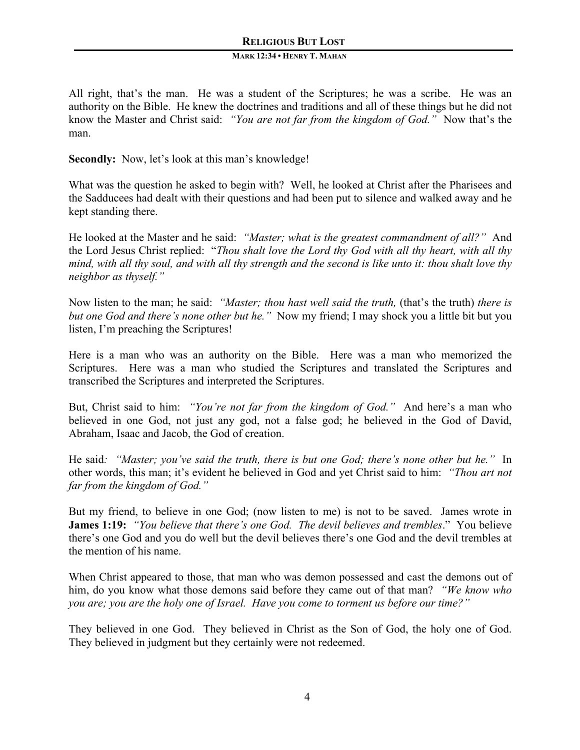All right, that's the man. He was a student of the Scriptures; he was a scribe. He was an authority on the Bible. He knew the doctrines and traditions and all of these things but he did not know the Master and Christ said: *"You are not far from the kingdom of God."* Now that's the man.

**Secondly:** Now, let's look at this man's knowledge!

What was the question he asked to begin with? Well, he looked at Christ after the Pharisees and the Sadducees had dealt with their questions and had been put to silence and walked away and he kept standing there.

He looked at the Master and he said: *"Master; what is the greatest commandment of all?"* And the Lord Jesus Christ replied: "*Thou shalt love the Lord thy God with all thy heart, with all thy mind, with all thy soul, and with all thy strength and the second is like unto it: thou shalt love thy neighbor as thyself."*

Now listen to the man; he said: *"Master; thou hast well said the truth,* (that's the truth) *there is but one God and there's none other but he."* Now my friend; I may shock you a little bit but you listen, I'm preaching the Scriptures!

Here is a man who was an authority on the Bible. Here was a man who memorized the Scriptures. Here was a man who studied the Scriptures and translated the Scriptures and transcribed the Scriptures and interpreted the Scriptures.

But, Christ said to him: *"You're not far from the kingdom of God."* And here's a man who believed in one God, not just any god, not a false god; he believed in the God of David, Abraham, Isaac and Jacob, the God of creation.

He said*: "Master; you've said the truth, there is but one God; there's none other but he."* In other words, this man; it's evident he believed in God and yet Christ said to him: *"Thou art not far from the kingdom of God."*

But my friend, to believe in one God; (now listen to me) is not to be saved. James wrote in **James 1:19:** *"You believe that there's one God. The devil believes and trembles*." You believe there's one God and you do well but the devil believes there's one God and the devil trembles at the mention of his name.

When Christ appeared to those, that man who was demon possessed and cast the demons out of him, do you know what those demons said before they came out of that man? *"We know who you are; you are the holy one of Israel. Have you come to torment us before our time?"*

They believed in one God. They believed in Christ as the Son of God, the holy one of God. They believed in judgment but they certainly were not redeemed.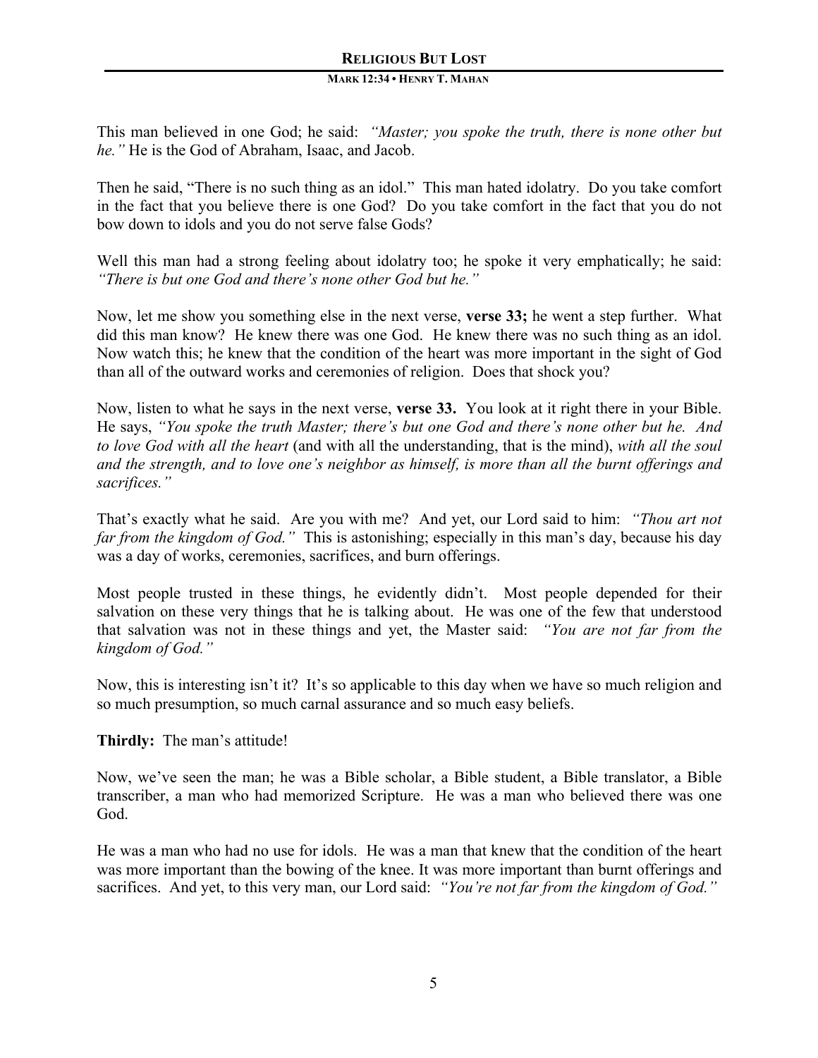This man believed in one God; he said: *"Master; you spoke the truth, there is none other but he."* He is the God of Abraham, Isaac, and Jacob.

Then he said, "There is no such thing as an idol." This man hated idolatry. Do you take comfort in the fact that you believe there is one God? Do you take comfort in the fact that you do not bow down to idols and you do not serve false Gods?

Well this man had a strong feeling about idolatry too; he spoke it very emphatically; he said: *"There is but one God and there's none other God but he."*

Now, let me show you something else in the next verse, **verse 33;** he went a step further. What did this man know? He knew there was one God. He knew there was no such thing as an idol. Now watch this; he knew that the condition of the heart was more important in the sight of God than all of the outward works and ceremonies of religion. Does that shock you?

Now, listen to what he says in the next verse, **verse 33.** You look at it right there in your Bible. He says, *"You spoke the truth Master; there's but one God and there's none other but he. And to love God with all the heart* (and with all the understanding, that is the mind), *with all the soul and the strength, and to love one's neighbor as himself, is more than all the burnt offerings and sacrifices."*

That's exactly what he said. Are you with me? And yet, our Lord said to him: *"Thou art not far from the kingdom of God."* This is astonishing; especially in this man's day, because his day was a day of works, ceremonies, sacrifices, and burn offerings.

Most people trusted in these things, he evidently didn't. Most people depended for their salvation on these very things that he is talking about. He was one of the few that understood that salvation was not in these things and yet, the Master said: *"You are not far from the kingdom of God."*

Now, this is interesting isn't it? It's so applicable to this day when we have so much religion and so much presumption, so much carnal assurance and so much easy beliefs.

**Thirdly:** The man's attitude!

Now, we've seen the man; he was a Bible scholar, a Bible student, a Bible translator, a Bible transcriber, a man who had memorized Scripture. He was a man who believed there was one God.

He was a man who had no use for idols. He was a man that knew that the condition of the heart was more important than the bowing of the knee. It was more important than burnt offerings and sacrifices. And yet, to this very man, our Lord said: *"You're not far from the kingdom of God."*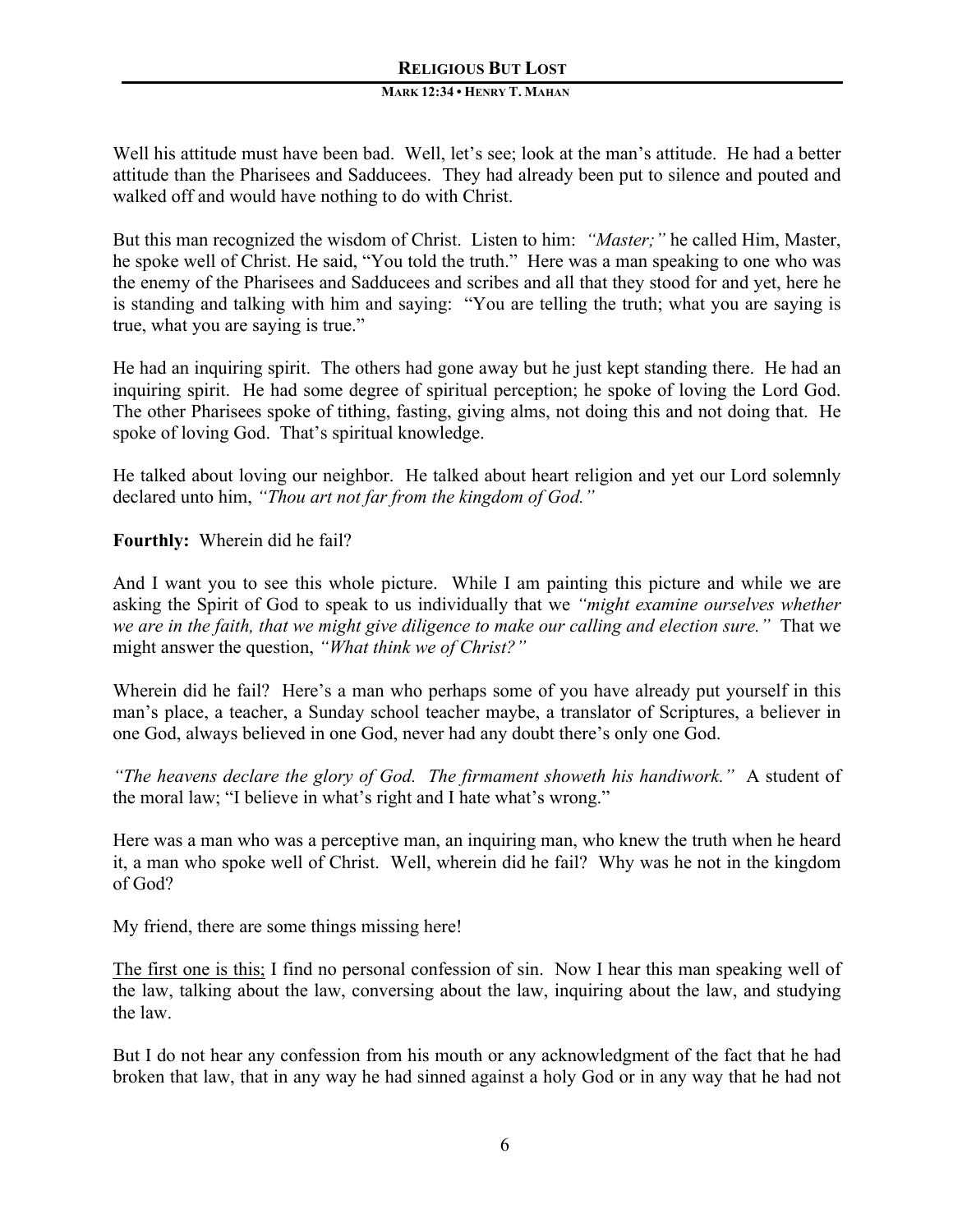Well his attitude must have been bad. Well, let's see; look at the man's attitude. He had a better attitude than the Pharisees and Sadducees. They had already been put to silence and pouted and walked off and would have nothing to do with Christ.

But this man recognized the wisdom of Christ. Listen to him: *"Master;"* he called Him, Master, he spoke well of Christ. He said, "You told the truth." Here was a man speaking to one who was the enemy of the Pharisees and Sadducees and scribes and all that they stood for and yet, here he is standing and talking with him and saying: "You are telling the truth; what you are saying is true, what you are saying is true."

He had an inquiring spirit. The others had gone away but he just kept standing there. He had an inquiring spirit. He had some degree of spiritual perception; he spoke of loving the Lord God. The other Pharisees spoke of tithing, fasting, giving alms, not doing this and not doing that. He spoke of loving God. That's spiritual knowledge.

He talked about loving our neighbor. He talked about heart religion and yet our Lord solemnly declared unto him, *"Thou art not far from the kingdom of God."*

**Fourthly:** Wherein did he fail?

And I want you to see this whole picture. While I am painting this picture and while we are asking the Spirit of God to speak to us individually that we *"might examine ourselves whether we are in the faith, that we might give diligence to make our calling and election sure."* That we might answer the question, *"What think we of Christ?"*

Wherein did he fail? Here's a man who perhaps some of you have already put yourself in this man's place, a teacher, a Sunday school teacher maybe, a translator of Scriptures, a believer in one God, always believed in one God, never had any doubt there's only one God.

*"The heavens declare the glory of God. The firmament showeth his handiwork."* A student of the moral law; "I believe in what's right and I hate what's wrong."

Here was a man who was a perceptive man, an inquiring man, who knew the truth when he heard it, a man who spoke well of Christ. Well, wherein did he fail? Why was he not in the kingdom of God?

My friend, there are some things missing here!

<u>The first one is this;</u> I find no personal confession of sin. Now I hear this man speaking well of the law, talking about the law, conversing about the law, inquiring about the law, and studying the law.

But I do not hear any confession from his mouth or any acknowledgment of the fact that he had broken that law, that in any way he had sinned against a holy God or in any way that he had not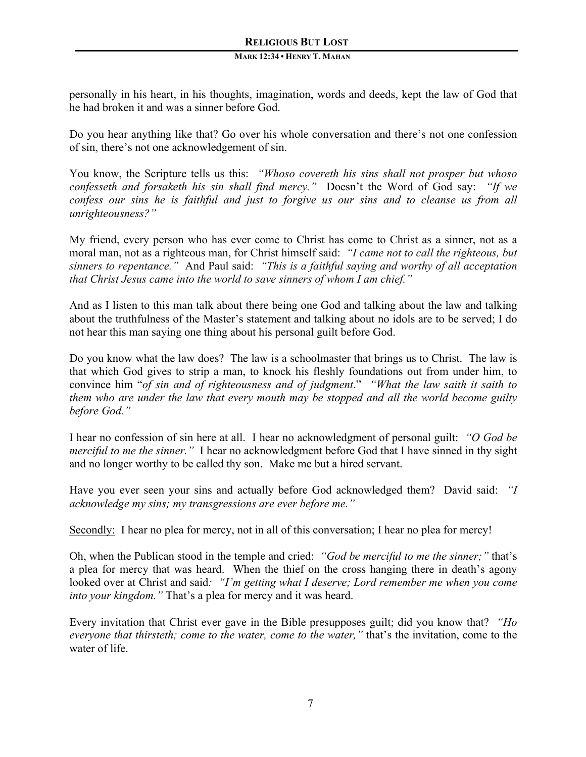personally in his heart, in his thoughts, imagination, words and deeds, kept the law of God that he had broken it and was a sinner before God.

Do you hear anything like that? Go over his whole conversation and there's not one confession of sin, there's not one acknowledgement of sin.

You know, the Scripture tells us this: *"Whoso covereth his sins shall not prosper but whoso confesseth and forsaketh his sin shall find mercy."* Doesn't the Word of God say: *"If we confess our sins he is faithful and just to forgive us our sins and to cleanse us from all unrighteousness?"*

My friend, every person who has ever come to Christ has come to Christ as a sinner, not as a moral man, not as a righteous man, for Christ himself said: *"I came not to call the righteous, but sinners to repentance."* And Paul said: *"This is a faithful saying and worthy of all acceptation that Christ Jesus came into the world to save sinners of whom I am chief."*

And as I listen to this man talk about there being one God and talking about the law and talking about the truthfulness of the Master's statement and talking about no idols are to be served; I do not hear this man saying one thing about his personal guilt before God.

Do you know what the law does? The law is a schoolmaster that brings us to Christ. The law is that which God gives to strip a man, to knock his fleshly foundations out from under him, to convince him "*of sin and of righteousness and of judgment*." *"What the law saith it saith to them who are under the law that every mouth may be stopped and all the world become guilty before God."*

I hear no confession of sin here at all. I hear no acknowledgment of personal guilt: *"O God be merciful to me the sinner."* I hear no acknowledgment before God that I have sinned in thy sight and no longer worthy to be called thy son. Make me but a hired servant.

Have you ever seen your sins and actually before God acknowledged them? David said: *"I acknowledge my sins; my transgressions are ever before me."*

Secondly: I hear no plea for mercy, not in all of this conversation; I hear no plea for mercy!

Oh, when the Publican stood in the temple and cried: *"God be merciful to me the sinner;"* that's a plea for mercy that was heard. When the thief on the cross hanging there in death's agony looked over at Christ and said*: "I'm getting what I deserve; Lord remember me when you come into your kingdom."* That's a plea for mercy and it was heard.

Every invitation that Christ ever gave in the Bible presupposes guilt; did you know that? *"Ho everyone that thirsteth; come to the water, come to the water,"* that's the invitation, come to the water of life.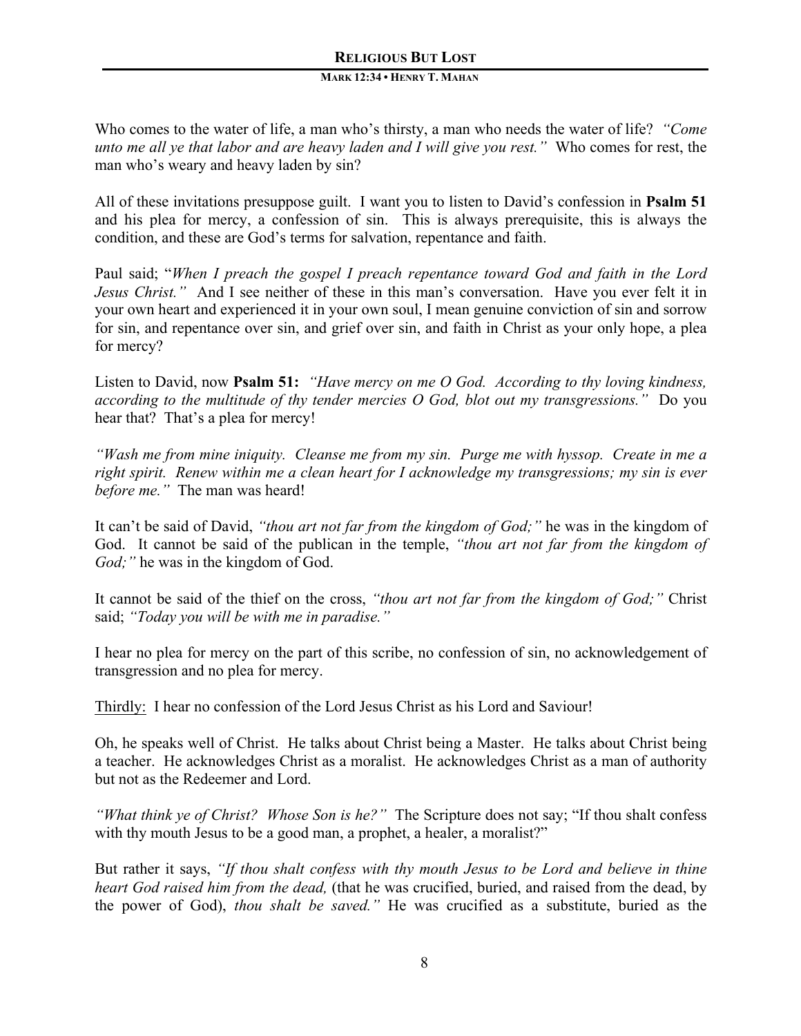Who comes to the water of life, a man who's thirsty, a man who needs the water of life? *"Come unto me all ye that labor and are heavy laden and I will give you rest."* Who comes for rest, the man who's weary and heavy laden by sin?

All of these invitations presuppose guilt. I want you to listen to David's confession in **Psalm 51** and his plea for mercy, a confession of sin. This is always prerequisite, this is always the condition, and these are God's terms for salvation, repentance and faith.

Paul said; "*When I preach the gospel I preach repentance toward God and faith in the Lord Jesus Christ."* And I see neither of these in this man's conversation. Have you ever felt it in your own heart and experienced it in your own soul, I mean genuine conviction of sin and sorrow for sin, and repentance over sin, and grief over sin, and faith in Christ as your only hope, a plea for mercy?

Listen to David, now **Psalm 51:** *"Have mercy on me O God. According to thy loving kindness, according to the multitude of thy tender mercies O God, blot out my transgressions."* Do you hear that? That's a plea for mercy!

*"Wash me from mine iniquity. Cleanse me from my sin. Purge me with hyssop. Create in me a right spirit. Renew within me a clean heart for I acknowledge my transgressions; my sin is ever before me."* The man was heard!

It can't be said of David, *"thou art not far from the kingdom of God;"* he was in the kingdom of God. It cannot be said of the publican in the temple, *"thou art not far from the kingdom of God;"* he was in the kingdom of God.

It cannot be said of the thief on the cross, *"thou art not far from the kingdom of God;"* Christ said; *"Today you will be with me in paradise."*

I hear no plea for mercy on the part of this scribe, no confession of sin, no acknowledgement of transgression and no plea for mercy.

<u>Thirdly:</u> I hear no confession of the Lord Jesus Christ as his Lord and Saviour!

Oh, he speaks well of Christ. He talks about Christ being a Master. He talks about Christ being a teacher. He acknowledges Christ as a moralist. He acknowledges Christ as a man of authority but not as the Redeemer and Lord.

*"What think ye of Christ? Whose Son is he?"* The Scripture does not say; "If thou shalt confess with thy mouth Jesus to be a good man, a prophet, a healer, a moralist?"

But rather it says, *"If thou shalt confess with thy mouth Jesus to be Lord and believe in thine heart God raised him from the dead,* (that he was crucified, buried, and raised from the dead, by the power of God), *thou shalt be saved."* He was crucified as a substitute, buried as the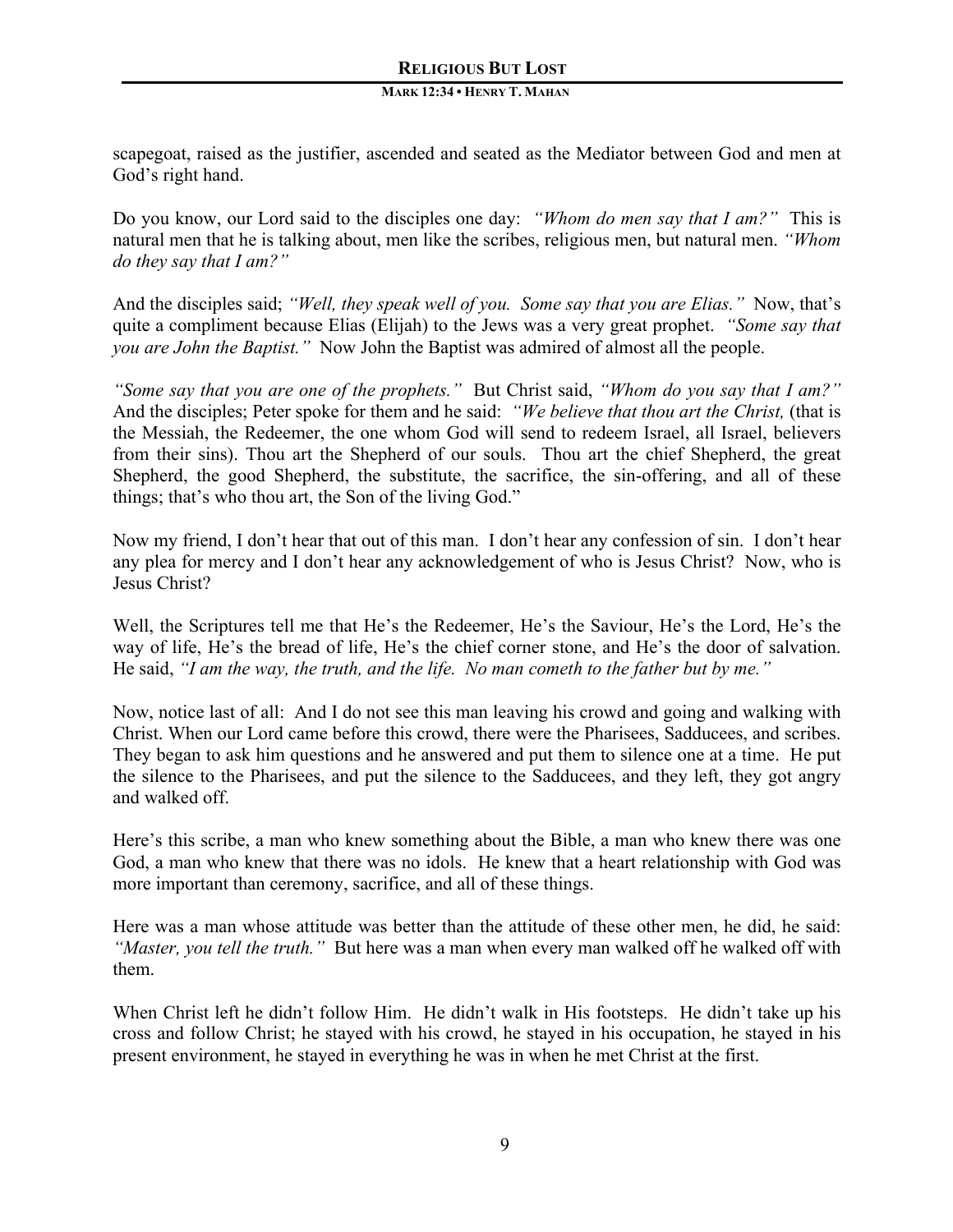scapegoat, raised as the justifier, ascended and seated as the Mediator between God and men at God's right hand.

Do you know, our Lord said to the disciples one day: *"Whom do men say that I am?"* This is natural men that he is talking about, men like the scribes, religious men, but natural men. *"Whom do they say that I am?"*

And the disciples said; *"Well, they speak well of you. Some say that you are Elias."* Now, that's quite a compliment because Elias (Elijah) to the Jews was a very great prophet. *"Some say that you are John the Baptist."* Now John the Baptist was admired of almost all the people.

*"Some say that you are one of the prophets."* But Christ said, *"Whom do you say that I am?"* And the disciples; Peter spoke for them and he said: *"We believe that thou art the Christ,* (that is the Messiah, the Redeemer, the one whom God will send to redeem Israel, all Israel, believers from their sins). Thou art the Shepherd of our souls. Thou art the chief Shepherd, the great Shepherd, the good Shepherd, the substitute, the sacrifice, the sin-offering, and all of these things; that's who thou art, the Son of the living God."

Now my friend, I don't hear that out of this man. I don't hear any confession of sin. I don't hear any plea for mercy and I don't hear any acknowledgement of who is Jesus Christ? Now, who is Jesus Christ?

Well, the Scriptures tell me that He's the Redeemer, He's the Saviour, He's the Lord, He's the way of life, He's the bread of life, He's the chief corner stone, and He's the door of salvation. He said, *"I am the way, the truth, and the life. No man cometh to the father but by me."*

Now, notice last of all: And I do not see this man leaving his crowd and going and walking with Christ. When our Lord came before this crowd, there were the Pharisees, Sadducees, and scribes. They began to ask him questions and he answered and put them to silence one at a time. He put the silence to the Pharisees, and put the silence to the Sadducees, and they left, they got angry and walked off.

Here's this scribe, a man who knew something about the Bible, a man who knew there was one God, a man who knew that there was no idols. He knew that a heart relationship with God was more important than ceremony, sacrifice, and all of these things.

Here was a man whose attitude was better than the attitude of these other men, he did, he said: *"Master, you tell the truth."* But here was a man when every man walked off he walked off with them.

When Christ left he didn't follow Him. He didn't walk in His footsteps. He didn't take up his cross and follow Christ; he stayed with his crowd, he stayed in his occupation, he stayed in his present environment, he stayed in everything he was in when he met Christ at the first.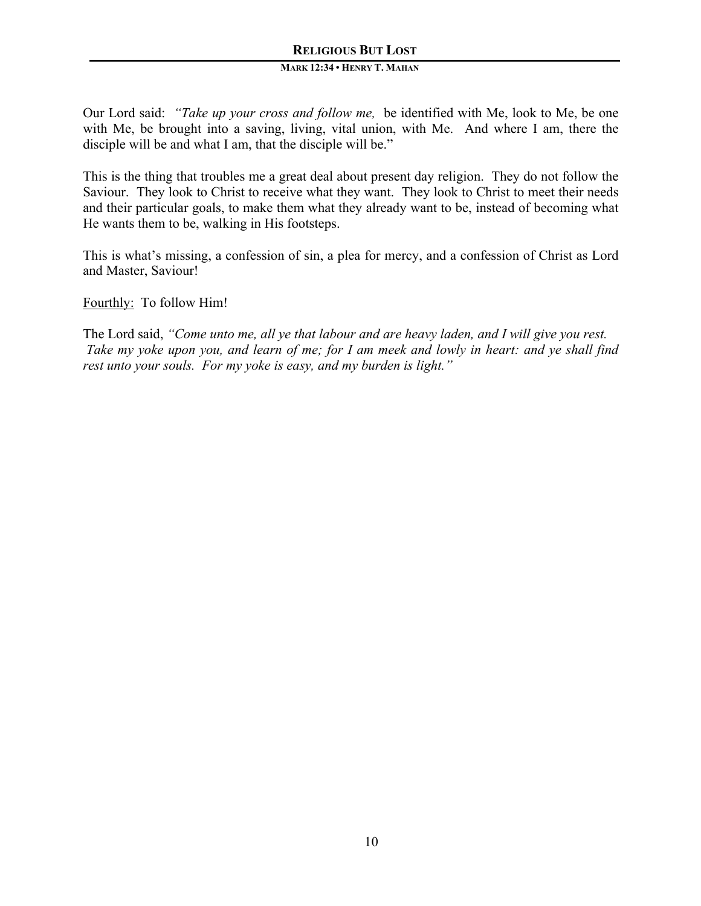Our Lord said: *"Take up your cross and follow me,* be identified with Me, look to Me, be one with Me, be brought into a saving, living, vital union, with Me. And where I am, there the disciple will be and what I am, that the disciple will be."

This is the thing that troubles me a great deal about present day religion. They do not follow the Saviour. They look to Christ to receive what they want. They look to Christ to meet their needs and their particular goals, to make them what they already want to be, instead of becoming what He wants them to be, walking in His footsteps.

This is what's missing, a confession of sin, a plea for mercy, and a confession of Christ as Lord and Master, Saviour!

<u>Fourthly:</u> To follow Him!

The Lord said, *"Come unto me, all ye that labour and are heavy laden, and I will give you rest. Take my yoke upon you, and learn of me; for I am meek and lowly in heart: and ye shall find rest unto your souls. For my yoke is easy, and my burden is light."*